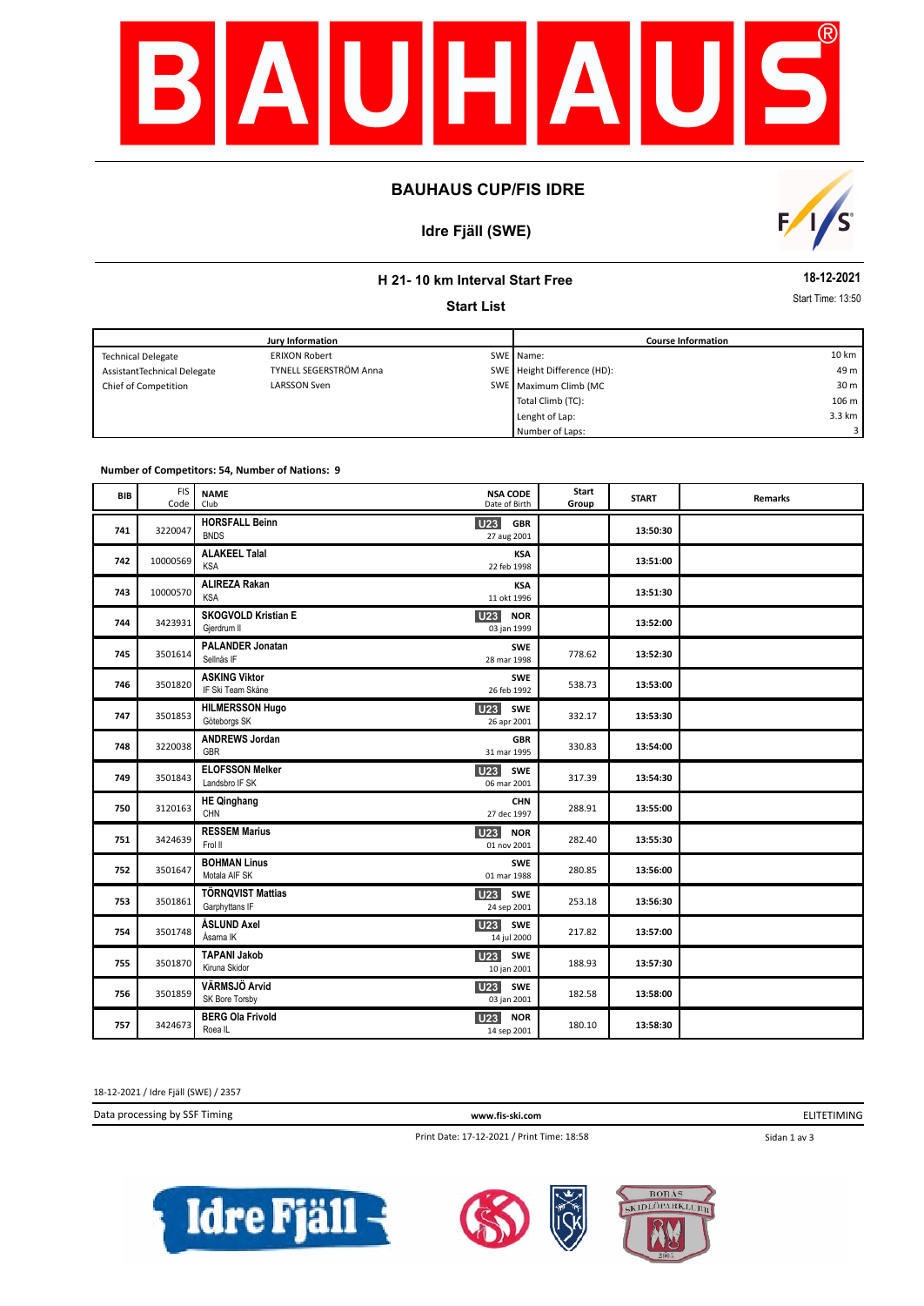# BAUHAUS CUP/FIS IDRE

## Idre Fjäll (SWE)

### H 21- 10 km Interval Start Free

**18-12-2021**

**Start List**

Start Time: 13:50

| Jury Information | | | Course Information | |
|---|---|---|---|---|
| Technical Delegate | ERIXON Robert | SWE | Name: | 10 km |
| AssistantTechnical Delegate | TYNELL SEGERSTRÖM Anna | SWE | Height Difference (HD): | 49 m |
| Chief of Competition | LARSSON Sven | SWE | Maximum Climb (MC | 30 m |
| | | | Total Climb (TC): | 106 m |
| | | | Lenght of Lap: | 3.3 km |
| | | | Number of Laps: | 3 |

**Number of Competitors: 54, Number of Nations: 9**

| BIB | FIS Code | NAME / Club | NSA CODE / Date of Birth | Start Group | START | Remarks |
|---|---|---|---|---|---|---|
| 741 | 3220047 | HORSFALL Beinn / BNDS | U23 GBR / 27 aug 2001 | | 13:50:30 | |
| 742 | 10000569 | ALAKEEL Talal / KSA | KSA / 22 feb 1998 | | 13:51:00 | |
| 743 | 10000570 | ALIREZA Rakan / KSA | KSA / 11 okt 1996 | | 13:51:30 | |
| 744 | 3423931 | SKOGVOLD Kristian E / Gjerdrum Il | U23 NOR / 03 jan 1999 | | 13:52:00 | |
| 745 | 3501614 | PALANDER Jonatan / Sellnäs IF | SWE / 28 mar 1998 | 778.62 | 13:52:30 | |
| 746 | 3501820 | ASKING Viktor / IF Ski Team Skåne | SWE / 26 feb 1992 | 538.73 | 13:53:00 | |
| 747 | 3501853 | HILMERSSON Hugo / Göteborgs SK | U23 SWE / 26 apr 2001 | 332.17 | 13:53:30 | |
| 748 | 3220038 | ANDREWS Jordan / GBR | GBR / 31 mar 1995 | 330.83 | 13:54:00 | |
| 749 | 3501843 | ELOFSSON Melker / Landsbro IF SK | U23 SWE / 06 mar 2001 | 317.39 | 13:54:30 | |
| 750 | 3120163 | HE Qinghang / CHN | CHN / 27 dec 1997 | 288.91 | 13:55:00 | |
| 751 | 3424639 | RESSEM Marius / Frol Il | U23 NOR / 01 nov 2001 | 282.40 | 13:55:30 | |
| 752 | 3501647 | BOHMAN Linus / Motala AIF SK | SWE / 01 mar 1988 | 280.85 | 13:56:00 | |
| 753 | 3501861 | TÖRNQVIST Mattias / Garphyttans IF | U23 SWE / 24 sep 2001 | 253.18 | 13:56:30 | |
| 754 | 3501748 | ÅSLUND Axel / Åsarna IK | U23 SWE / 14 jul 2000 | 217.82 | 13:57:00 | |
| 755 | 3501870 | TAPANI Jakob / Kiruna Skidor | U23 SWE / 10 jan 2001 | 188.93 | 13:57:30 | |
| 756 | 3501859 | VÄRMSJÖ Arvid / SK Bore Torsby | U23 SWE / 03 jan 2001 | 182.58 | 13:58:00 | |
| 757 | 3424673 | BERG Ola Frivold / Roea IL | U23 NOR / 14 sep 2001 | 180.10 | 13:58:30 | |

18-12-2021 / Idre Fjäll (SWE) / 2357

Data processing by SSF Timing — www.fis-ski.com — ELITETIMING

Print Date: 17-12-2021 / Print Time: 18:58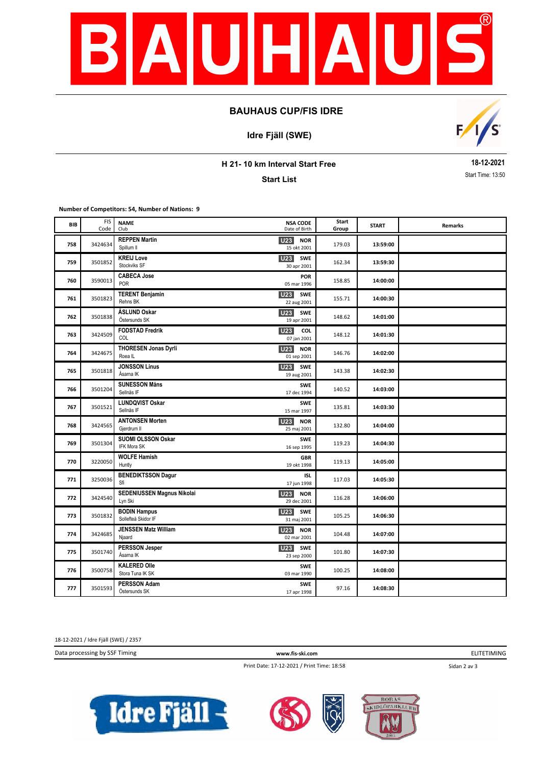## BAUHAUS CUP/FIS IDRE

### Idre Fjäll (SWE)

**H 21- 10 km Interval Start Free**

**Start List**

**18-12-2021**

Start Time: 13:50

**Number of Competitors: 54, Number of Nations: 9**

| BIB | FIS Code | NAME / Club | NSA CODE / Date of Birth | Start Group | START | Remarks |
|---|---|---|---|---|---|---|
| 758 | 3424634 | **REPPEN Martin** Spillum Il | U23 **NOR** 15 okt 2001 | 179.03 | **13:59:00** | |
| 759 | 3501852 | **KREIJ Love** Stockviks SF | U23 **SWE** 30 apr 2001 | 162.34 | **13:59:30** | |
| 760 | 3590013 | **CABECA Jose** POR | **POR** 05 mar 1996 | 158.85 | **14:00:00** | |
| 761 | 3501823 | **TERENT Benjamin** Rehns BK | U23 **SWE** 22 aug 2001 | 155.71 | **14:00:30** | |
| 762 | 3501838 | **ÅSLUND Oskar** Östersunds SK | U23 **SWE** 19 apr 2001 | 148.62 | **14:01:00** | |
| 763 | 3424509 | **FODSTAD Fredrik** COL | U23 **COL** 07 jan 2001 | 148.12 | **14:01:30** | |
| 764 | 3424675 | **THORESEN Jonas Dyrli** Roea IL | U23 **NOR** 01 sep 2001 | 146.76 | **14:02:00** | |
| 765 | 3501818 | **JONSSON Linus** Åsarna IK | U23 **SWE** 19 aug 2001 | 143.38 | **14:02:30** | |
| 766 | 3501204 | **SUNESSON Måns** Sellnäs IF | **SWE** 17 dec 1994 | 140.52 | **14:03:00** | |
| 767 | 3501521 | **LUNDQVIST Oskar** Sellnäs IF | **SWE** 15 mar 1997 | 135.81 | **14:03:30** | |
| 768 | 3424565 | **ANTONSEN Morten** Gjerdrum Il | U23 **NOR** 25 maj 2001 | 132.80 | **14:04:00** | |
| 769 | 3501304 | **SUOMI OLSSON Oskar** IFK Mora SK | **SWE** 16 sep 1995 | 119.23 | **14:04:30** | |
| 770 | 3220050 | **WOLFE Hamish** Huntly | **GBR** 19 okt 1998 | 119.13 | **14:05:00** | |
| 771 | 3250036 | **BENEDIKTSSON Dagur** Sfi | **ISL** 17 jun 1998 | 117.03 | **14:05:30** | |
| 772 | 3424540 | **SEDENIUSSEN Magnus Nikolai** Lyn Ski | U23 **NOR** 29 dec 2001 | 116.28 | **14:06:00** | |
| 773 | 3501832 | **BODIN Hampus** Sollefteå Skidor IF | U23 **SWE** 31 maj 2001 | 105.25 | **14:06:30** | |
| 774 | 3424685 | **JENSSEN Matz William** Njaard | U23 **NOR** 02 mar 2001 | 104.48 | **14:07:00** | |
| 775 | 3501740 | **PERSSON Jesper** Åsarna IK | U23 **SWE** 23 sep 2000 | 101.80 | **14:07:30** | |
| 776 | 3500758 | **KALERED Olle** Stora Tuna IK SK | **SWE** 03 mar 1990 | 100.25 | **14:08:00** | |
| 777 | 3501593 | **PERSSON Adam** Östersunds SK | **SWE** 17 apr 1998 | 97.16 | **14:08:30** | |

18-12-2021 / Idre Fjäll (SWE) / 2357

Data processing by SSF Timing | www.fis-ski.com | ELITETIMING

Print Date: 17-12-2021 / Print Time: 18:58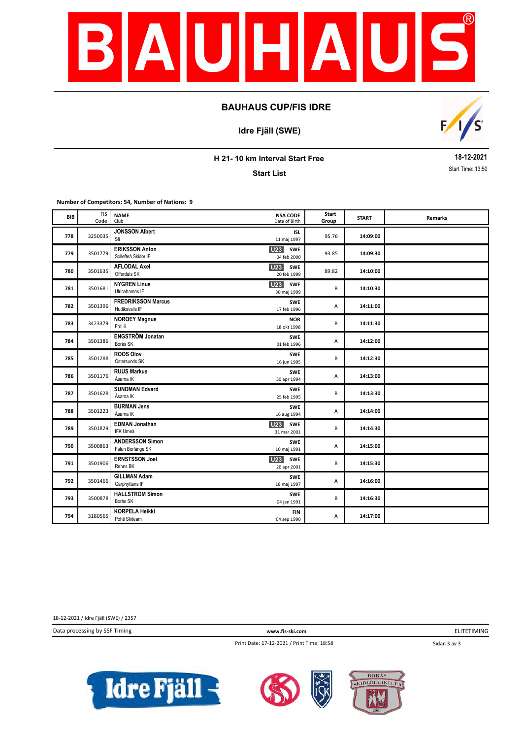# BAUHAUS CUP/FIS IDRE

## Idre Fjäll (SWE)

### H 21- 10 km Interval Start Free

**18-12-2021**

### Start List

Start Time: 13:50

**Number of Competitors: 54, Number of Nations: 9**

| BIB | FIS Code | NAME Club | NSA CODE Date of Birth | Start Group | START | Remarks |
|---|---|---|---|---|---|---|
| 778 | 3250035 | **JONSSON Albert** Sfi | **ISL** 11 maj 1997 | 95.76 | 14:09:00 | |
| 779 | 3501779 | **ERIKSSON Anton** Sollefteå Skidor IF | U23 **SWE** 04 feb 2000 | 93.85 | 14:09:30 | |
| 780 | 3501635 | **AFLODAL Axel** Offerdals SK | U23 **SWE** 20 feb 1999 | 89.82 | 14:10:00 | |
| 781 | 3501681 | **NYGREN Linus** Ulricehamns IF | U23 **SWE** 30 maj 1999 | B | 14:10:30 | |
| 782 | 3501396 | **FREDRIKSSON Marcus** Hudiksvalls IF | **SWE** 17 feb 1996 | A | 14:11:00 | |
| 783 | 3423379 | **NOROEY Magnus** Frol Il | **NOR** 18 okt 1998 | B | 14:11:30 | |
| 784 | 3501386 | **ENGSTRÖM Jonatan** Borås SK | **SWE** 01 feb 1996 | A | 14:12:00 | |
| 785 | 3501288 | **ROOS Olov** Östersunds SK | **SWE** 16 jun 1995 | B | 14:12:30 | |
| 786 | 3501176 | **RUUS Markus** Åsarna IK | **SWE** 30 apr 1994 | A | 14:13:00 | |
| 787 | 3501628 | **SUNDMAN Edvard** Åsarna IK | **SWE** 25 feb 1995 | B | 14:13:30 | |
| 788 | 3501223 | **BURMAN Jens** Åsarna IK | **SWE** 16 aug 1994 | A | 14:14:00 | |
| 789 | 3501829 | **EDMAN Jonathan** IFK Umeå | U23 **SWE** 31 mar 2001 | B | 14:14:30 | |
| 790 | 3500863 | **ANDERSSON Simon** Falun Borlänge SK | **SWE** 10 maj 1991 | A | 14:15:00 | |
| 791 | 3501906 | **ERNSTSSON Joel** Rehns BK | U23 **SWE** 26 apr 2001 | B | 14:15:30 | |
| 792 | 3501466 | **GILLMAN Adam** Garphyttans IF | **SWE** 18 maj 1997 | A | 14:16:00 | |
| 793 | 3500878 | **HALLSTRÖM Simon** Borås SK | **SWE** 04 jan 1991 | B | 14:16:30 | |
| 794 | 3180565 | **KORPELA Heikki** Pohti Skiteam | **FIN** 04 sep 1990 | A | 14:17:00 | |

18-12-2021 / Idre Fjäll (SWE) / 2357

Data processing by SSF Timing | www.fis-ski.com | ELITETIMING

Print Date: 17-12-2021 / Print Time: 18:58